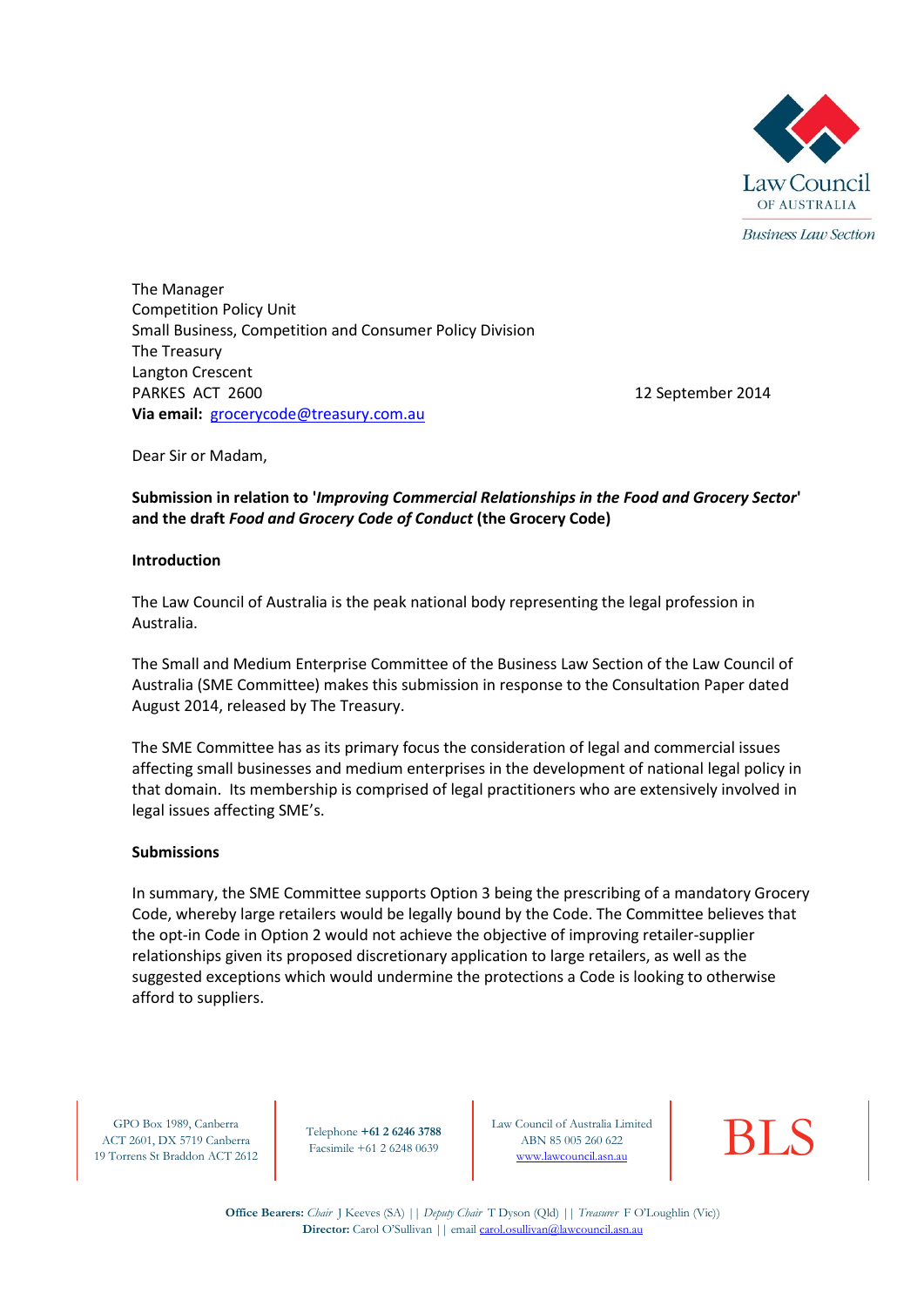Law Council OF AUSTRALIA

*Business Law Section*

The Manager
Competition Policy Unit
Small Business, Competition and Consumer Policy Division
The Treasury
Langton Crescent
PARKES ACT 2600
**Via email:** grocerycode@treasury.com.au

12 September 2014

Dear Sir or Madam,

**Submission in relation to '*Improving Commercial Relationships in the Food and Grocery Sector*' and the draft *Food and Grocery Code of Conduct* (the Grocery Code)**

**Introduction**

The Law Council of Australia is the peak national body representing the legal profession in Australia.

The Small and Medium Enterprise Committee of the Business Law Section of the Law Council of Australia (SME Committee) makes this submission in response to the Consultation Paper dated August 2014, released by The Treasury.

The SME Committee has as its primary focus the consideration of legal and commercial issues affecting small businesses and medium enterprises in the development of national legal policy in that domain. Its membership is comprised of legal practitioners who are extensively involved in legal issues affecting SME's.

**Submissions**

In summary, the SME Committee supports Option 3 being the prescribing of a mandatory Grocery Code, whereby large retailers would be legally bound by the Code. The Committee believes that the opt-in Code in Option 2 would not achieve the objective of improving retailer-supplier relationships given its proposed discretionary application to large retailers, as well as the suggested exceptions which would undermine the protections a Code is looking to otherwise afford to suppliers.

GPO Box 1989, Canberra ACT 2601, DX 5719 Canberra 19 Torrens St Braddon ACT 2612 | Telephone **+61 2 6246 3788** Facsimile +61 2 6248 0639 | Law Council of Australia Limited ABN 85 005 260 622 www.lawcouncil.asn.au | BLS

**Office Bearers:** *Chair* J Keeves (SA) || *Deputy Chair* T Dyson (Qld) || *Treasurer* F O'Loughlin (Vic))
**Director:** Carol O'Sullivan || email carol.osullivan@lawcouncil.asn.au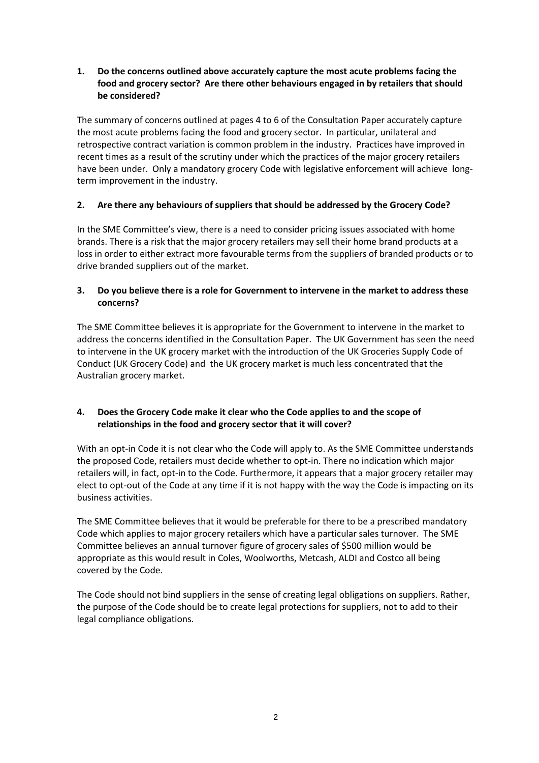**1. Do the concerns outlined above accurately capture the most acute problems facing the food and grocery sector? Are there other behaviours engaged in by retailers that should be considered?**

The summary of concerns outlined at pages 4 to 6 of the Consultation Paper accurately capture the most acute problems facing the food and grocery sector. In particular, unilateral and retrospective contract variation is common problem in the industry. Practices have improved in recent times as a result of the scrutiny under which the practices of the major grocery retailers have been under. Only a mandatory grocery Code with legislative enforcement will achieve long-term improvement in the industry.

**2. Are there any behaviours of suppliers that should be addressed by the Grocery Code?**

In the SME Committee's view, there is a need to consider pricing issues associated with home brands. There is a risk that the major grocery retailers may sell their home brand products at a loss in order to either extract more favourable terms from the suppliers of branded products or to drive branded suppliers out of the market.

**3. Do you believe there is a role for Government to intervene in the market to address these concerns?**

The SME Committee believes it is appropriate for the Government to intervene in the market to address the concerns identified in the Consultation Paper. The UK Government has seen the need to intervene in the UK grocery market with the introduction of the UK Groceries Supply Code of Conduct (UK Grocery Code) and the UK grocery market is much less concentrated that the Australian grocery market.

**4. Does the Grocery Code make it clear who the Code applies to and the scope of relationships in the food and grocery sector that it will cover?**

With an opt-in Code it is not clear who the Code will apply to. As the SME Committee understands the proposed Code, retailers must decide whether to opt-in. There no indication which major retailers will, in fact, opt-in to the Code. Furthermore, it appears that a major grocery retailer may elect to opt-out of the Code at any time if it is not happy with the way the Code is impacting on its business activities.

The SME Committee believes that it would be preferable for there to be a prescribed mandatory Code which applies to major grocery retailers which have a particular sales turnover. The SME Committee believes an annual turnover figure of grocery sales of $500 million would be appropriate as this would result in Coles, Woolworths, Metcash, ALDI and Costco all being covered by the Code.

The Code should not bind suppliers in the sense of creating legal obligations on suppliers. Rather, the purpose of the Code should be to create legal protections for suppliers, not to add to their legal compliance obligations.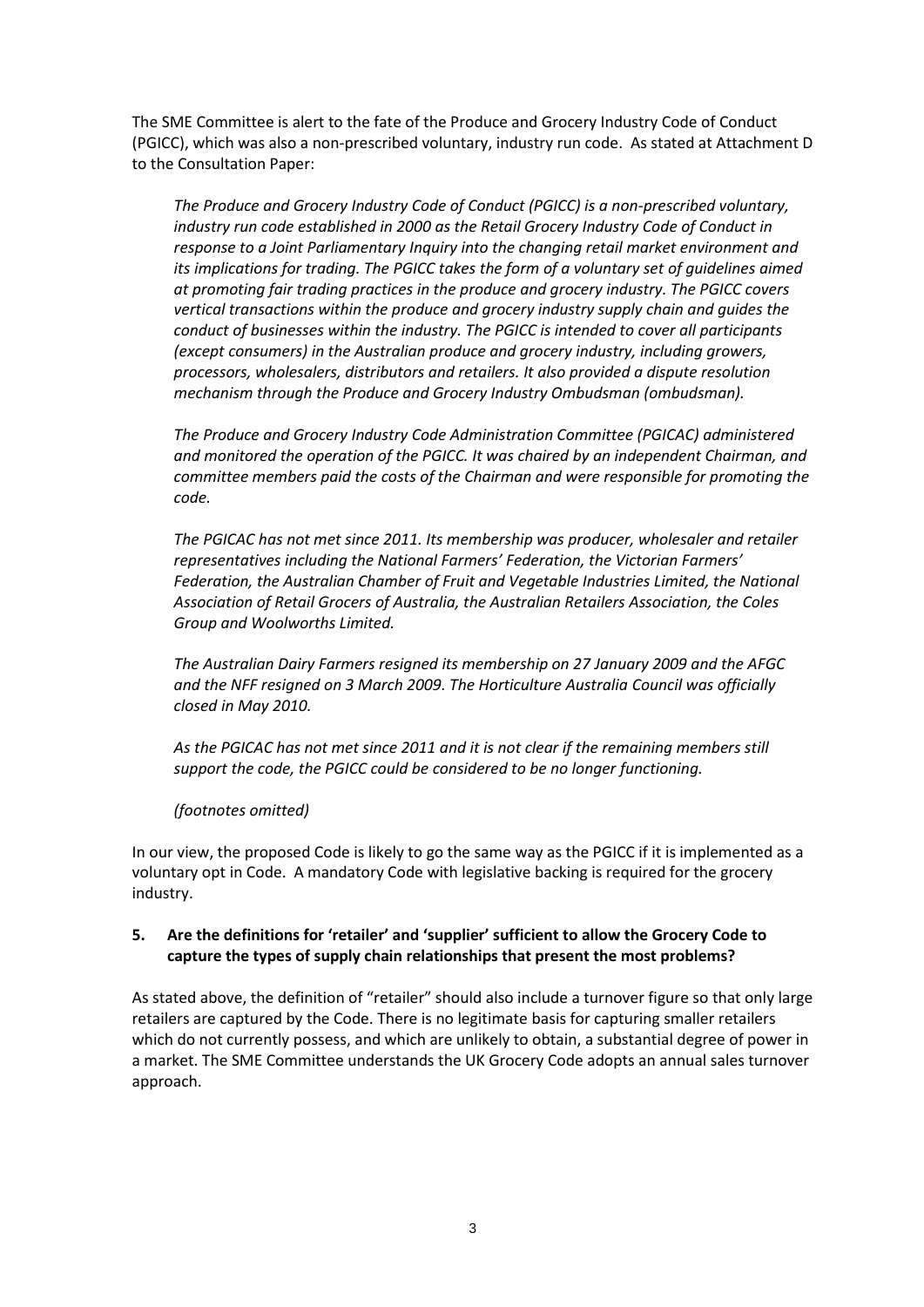The SME Committee is alert to the fate of the Produce and Grocery Industry Code of Conduct (PGICC), which was also a non-prescribed voluntary, industry run code. As stated at Attachment D to the Consultation Paper:

> *The Produce and Grocery Industry Code of Conduct (PGICC) is a non-prescribed voluntary, industry run code established in 2000 as the Retail Grocery Industry Code of Conduct in response to a Joint Parliamentary Inquiry into the changing retail market environment and its implications for trading. The PGICC takes the form of a voluntary set of guidelines aimed at promoting fair trading practices in the produce and grocery industry. The PGICC covers vertical transactions within the produce and grocery industry supply chain and guides the conduct of businesses within the industry. The PGICC is intended to cover all participants (except consumers) in the Australian produce and grocery industry, including growers, processors, wholesalers, distributors and retailers. It also provided a dispute resolution mechanism through the Produce and Grocery Industry Ombudsman (ombudsman).*
>
> *The Produce and Grocery Industry Code Administration Committee (PGICAC) administered and monitored the operation of the PGICC. It was chaired by an independent Chairman, and committee members paid the costs of the Chairman and were responsible for promoting the code.*
>
> *The PGICAC has not met since 2011. Its membership was producer, wholesaler and retailer representatives including the National Farmers' Federation, the Victorian Farmers' Federation, the Australian Chamber of Fruit and Vegetable Industries Limited, the National Association of Retail Grocers of Australia, the Australian Retailers Association, the Coles Group and Woolworths Limited.*
>
> *The Australian Dairy Farmers resigned its membership on 27 January 2009 and the AFGC and the NFF resigned on 3 March 2009. The Horticulture Australia Council was officially closed in May 2010.*
>
> *As the PGICAC has not met since 2011 and it is not clear if the remaining members still support the code, the PGICC could be considered to be no longer functioning.*
>
> *(footnotes omitted)*

In our view, the proposed Code is likely to go the same way as the PGICC if it is implemented as a voluntary opt in Code. A mandatory Code with legislative backing is required for the grocery industry.

### 5. Are the definitions for 'retailer' and 'supplier' sufficient to allow the Grocery Code to capture the types of supply chain relationships that present the most problems?

As stated above, the definition of "retailer" should also include a turnover figure so that only large retailers are captured by the Code. There is no legitimate basis for capturing smaller retailers which do not currently possess, and which are unlikely to obtain, a substantial degree of power in a market. The SME Committee understands the UK Grocery Code adopts an annual sales turnover approach.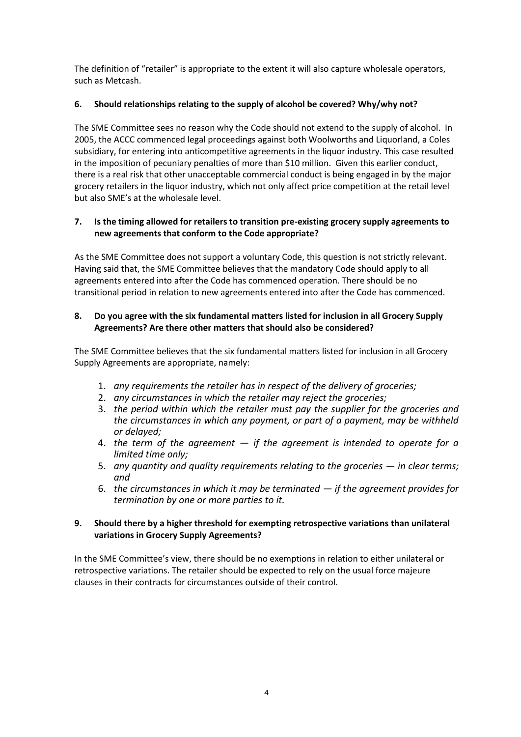The definition of "retailer" is appropriate to the extent it will also capture wholesale operators, such as Metcash.

**6. Should relationships relating to the supply of alcohol be covered? Why/why not?**

The SME Committee sees no reason why the Code should not extend to the supply of alcohol. In 2005, the ACCC commenced legal proceedings against both Woolworths and Liquorland, a Coles subsidiary, for entering into anticompetitive agreements in the liquor industry. This case resulted in the imposition of pecuniary penalties of more than $10 million. Given this earlier conduct, there is a real risk that other unacceptable commercial conduct is being engaged in by the major grocery retailers in the liquor industry, which not only affect price competition at the retail level but also SME's at the wholesale level.

**7. Is the timing allowed for retailers to transition pre-existing grocery supply agreements to new agreements that conform to the Code appropriate?**

As the SME Committee does not support a voluntary Code, this question is not strictly relevant. Having said that, the SME Committee believes that the mandatory Code should apply to all agreements entered into after the Code has commenced operation. There should be no transitional period in relation to new agreements entered into after the Code has commenced.

**8. Do you agree with the six fundamental matters listed for inclusion in all Grocery Supply Agreements? Are there other matters that should also be considered?**

The SME Committee believes that the six fundamental matters listed for inclusion in all Grocery Supply Agreements are appropriate, namely:

1. *any requirements the retailer has in respect of the delivery of groceries;*
2. *any circumstances in which the retailer may reject the groceries;*
3. *the period within which the retailer must pay the supplier for the groceries and the circumstances in which any payment, or part of a payment, may be withheld or delayed;*
4. *the term of the agreement — if the agreement is intended to operate for a limited time only;*
5. *any quantity and quality requirements relating to the groceries — in clear terms; and*
6. *the circumstances in which it may be terminated — if the agreement provides for termination by one or more parties to it.*

**9. Should there by a higher threshold for exempting retrospective variations than unilateral variations in Grocery Supply Agreements?**

In the SME Committee's view, there should be no exemptions in relation to either unilateral or retrospective variations. The retailer should be expected to rely on the usual force majeure clauses in their contracts for circumstances outside of their control.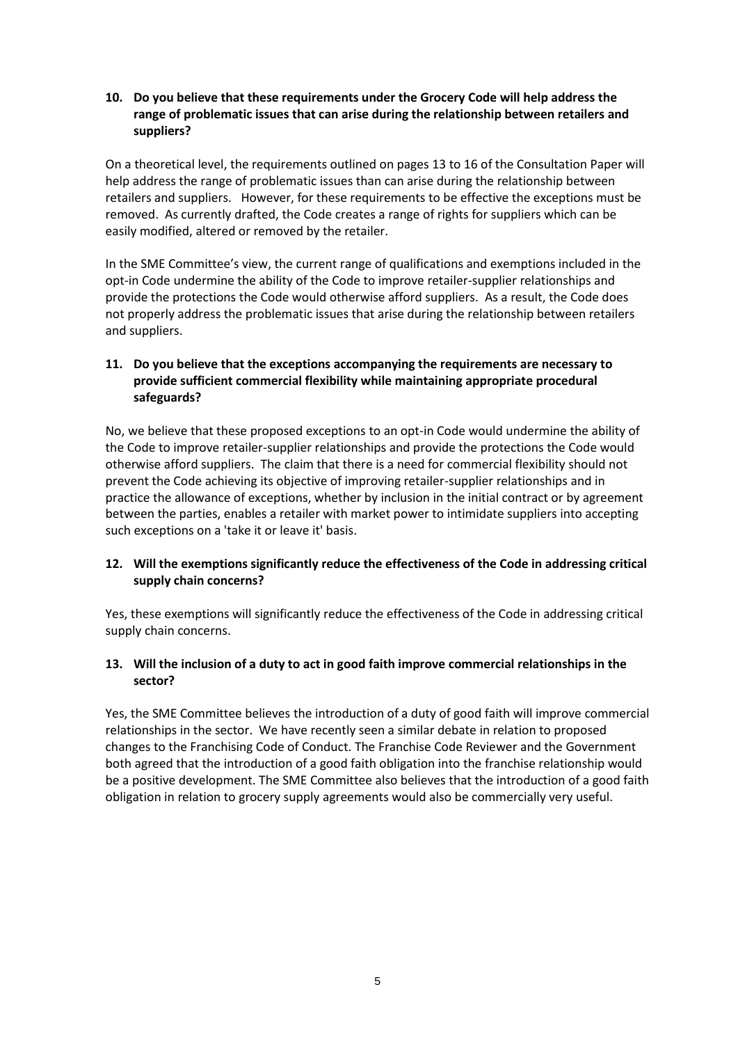**10. Do you believe that these requirements under the Grocery Code will help address the range of problematic issues that can arise during the relationship between retailers and suppliers?**

On a theoretical level, the requirements outlined on pages 13 to 16 of the Consultation Paper will help address the range of problematic issues than can arise during the relationship between retailers and suppliers. However, for these requirements to be effective the exceptions must be removed. As currently drafted, the Code creates a range of rights for suppliers which can be easily modified, altered or removed by the retailer.

In the SME Committee's view, the current range of qualifications and exemptions included in the opt-in Code undermine the ability of the Code to improve retailer-supplier relationships and provide the protections the Code would otherwise afford suppliers. As a result, the Code does not properly address the problematic issues that arise during the relationship between retailers and suppliers.

**11. Do you believe that the exceptions accompanying the requirements are necessary to provide sufficient commercial flexibility while maintaining appropriate procedural safeguards?**

No, we believe that these proposed exceptions to an opt-in Code would undermine the ability of the Code to improve retailer-supplier relationships and provide the protections the Code would otherwise afford suppliers. The claim that there is a need for commercial flexibility should not prevent the Code achieving its objective of improving retailer-supplier relationships and in practice the allowance of exceptions, whether by inclusion in the initial contract or by agreement between the parties, enables a retailer with market power to intimidate suppliers into accepting such exceptions on a 'take it or leave it' basis.

**12. Will the exemptions significantly reduce the effectiveness of the Code in addressing critical supply chain concerns?**

Yes, these exemptions will significantly reduce the effectiveness of the Code in addressing critical supply chain concerns.

**13. Will the inclusion of a duty to act in good faith improve commercial relationships in the sector?**

Yes, the SME Committee believes the introduction of a duty of good faith will improve commercial relationships in the sector. We have recently seen a similar debate in relation to proposed changes to the Franchising Code of Conduct. The Franchise Code Reviewer and the Government both agreed that the introduction of a good faith obligation into the franchise relationship would be a positive development. The SME Committee also believes that the introduction of a good faith obligation in relation to grocery supply agreements would also be commercially very useful.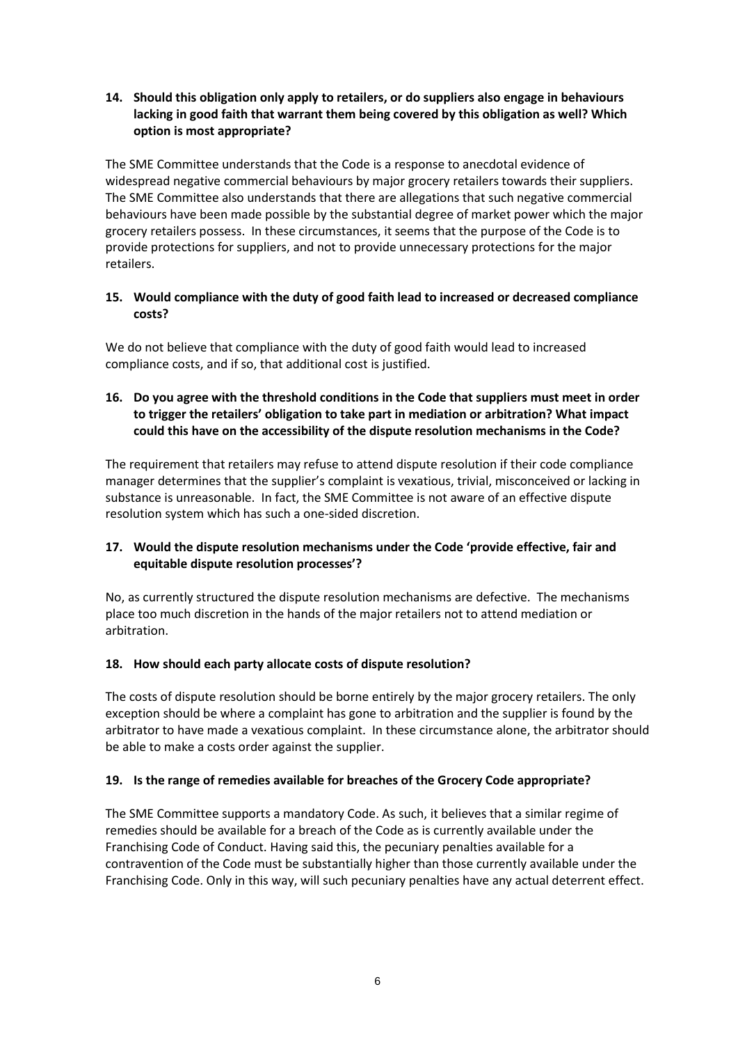**14. Should this obligation only apply to retailers, or do suppliers also engage in behaviours lacking in good faith that warrant them being covered by this obligation as well? Which option is most appropriate?**

The SME Committee understands that the Code is a response to anecdotal evidence of widespread negative commercial behaviours by major grocery retailers towards their suppliers. The SME Committee also understands that there are allegations that such negative commercial behaviours have been made possible by the substantial degree of market power which the major grocery retailers possess. In these circumstances, it seems that the purpose of the Code is to provide protections for suppliers, and not to provide unnecessary protections for the major retailers.

**15. Would compliance with the duty of good faith lead to increased or decreased compliance costs?**

We do not believe that compliance with the duty of good faith would lead to increased compliance costs, and if so, that additional cost is justified.

**16. Do you agree with the threshold conditions in the Code that suppliers must meet in order to trigger the retailers' obligation to take part in mediation or arbitration? What impact could this have on the accessibility of the dispute resolution mechanisms in the Code?**

The requirement that retailers may refuse to attend dispute resolution if their code compliance manager determines that the supplier's complaint is vexatious, trivial, misconceived or lacking in substance is unreasonable. In fact, the SME Committee is not aware of an effective dispute resolution system which has such a one-sided discretion.

**17. Would the dispute resolution mechanisms under the Code 'provide effective, fair and equitable dispute resolution processes'?**

No, as currently structured the dispute resolution mechanisms are defective. The mechanisms place too much discretion in the hands of the major retailers not to attend mediation or arbitration.

**18. How should each party allocate costs of dispute resolution?**

The costs of dispute resolution should be borne entirely by the major grocery retailers. The only exception should be where a complaint has gone to arbitration and the supplier is found by the arbitrator to have made a vexatious complaint. In these circumstance alone, the arbitrator should be able to make a costs order against the supplier.

**19. Is the range of remedies available for breaches of the Grocery Code appropriate?**

The SME Committee supports a mandatory Code. As such, it believes that a similar regime of remedies should be available for a breach of the Code as is currently available under the Franchising Code of Conduct. Having said this, the pecuniary penalties available for a contravention of the Code must be substantially higher than those currently available under the Franchising Code. Only in this way, will such pecuniary penalties have any actual deterrent effect.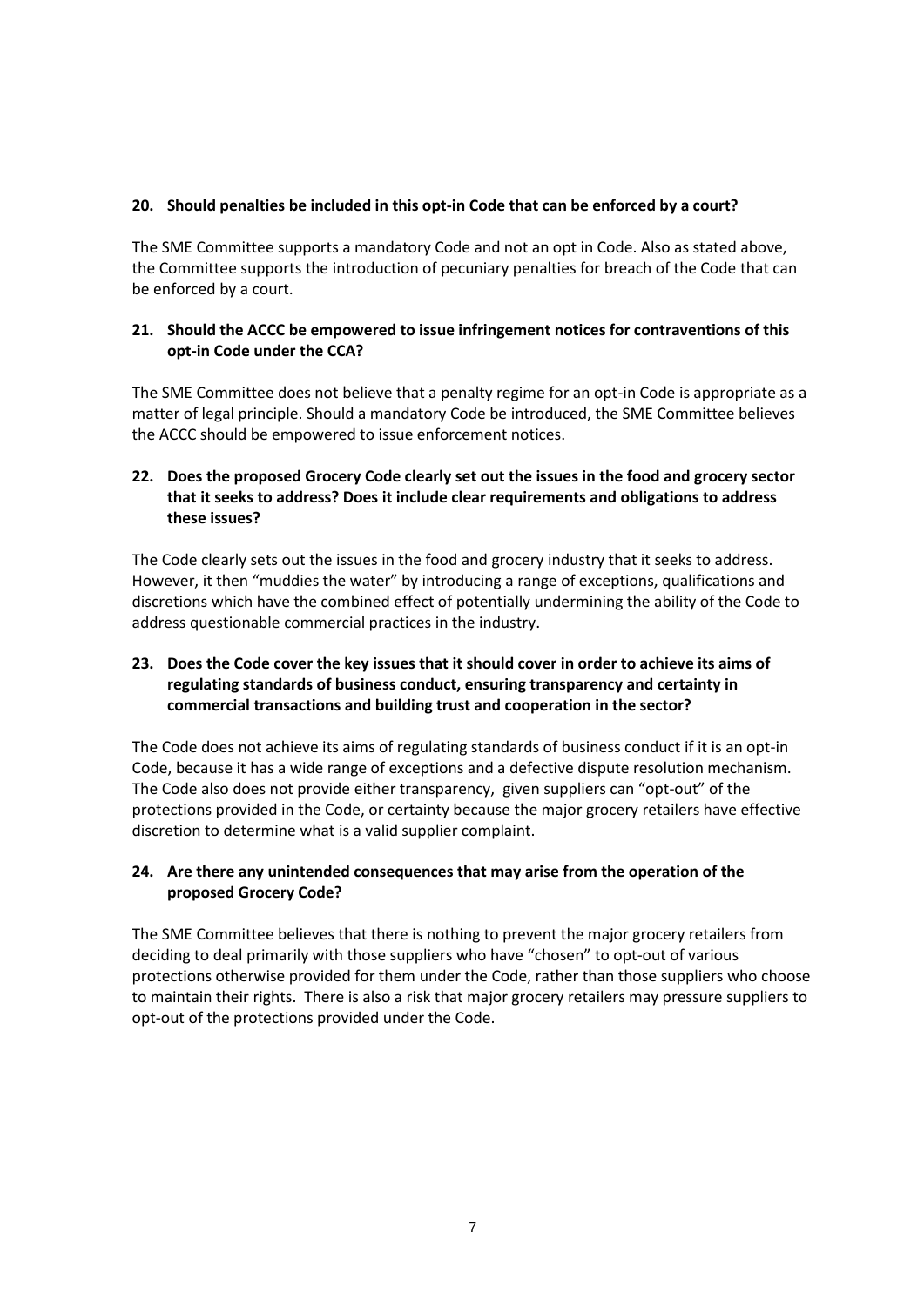**20. Should penalties be included in this opt-in Code that can be enforced by a court?**

The SME Committee supports a mandatory Code and not an opt in Code. Also as stated above, the Committee supports the introduction of pecuniary penalties for breach of the Code that can be enforced by a court.

**21. Should the ACCC be empowered to issue infringement notices for contraventions of this opt-in Code under the CCA?**

The SME Committee does not believe that a penalty regime for an opt-in Code is appropriate as a matter of legal principle. Should a mandatory Code be introduced, the SME Committee believes the ACCC should be empowered to issue enforcement notices.

**22. Does the proposed Grocery Code clearly set out the issues in the food and grocery sector that it seeks to address? Does it include clear requirements and obligations to address these issues?**

The Code clearly sets out the issues in the food and grocery industry that it seeks to address. However, it then "muddies the water" by introducing a range of exceptions, qualifications and discretions which have the combined effect of potentially undermining the ability of the Code to address questionable commercial practices in the industry.

**23. Does the Code cover the key issues that it should cover in order to achieve its aims of regulating standards of business conduct, ensuring transparency and certainty in commercial transactions and building trust and cooperation in the sector?**

The Code does not achieve its aims of regulating standards of business conduct if it is an opt-in Code, because it has a wide range of exceptions and a defective dispute resolution mechanism. The Code also does not provide either transparency, given suppliers can "opt-out" of the protections provided in the Code, or certainty because the major grocery retailers have effective discretion to determine what is a valid supplier complaint.

**24. Are there any unintended consequences that may arise from the operation of the proposed Grocery Code?**

The SME Committee believes that there is nothing to prevent the major grocery retailers from deciding to deal primarily with those suppliers who have "chosen" to opt-out of various protections otherwise provided for them under the Code, rather than those suppliers who choose to maintain their rights. There is also a risk that major grocery retailers may pressure suppliers to opt-out of the protections provided under the Code.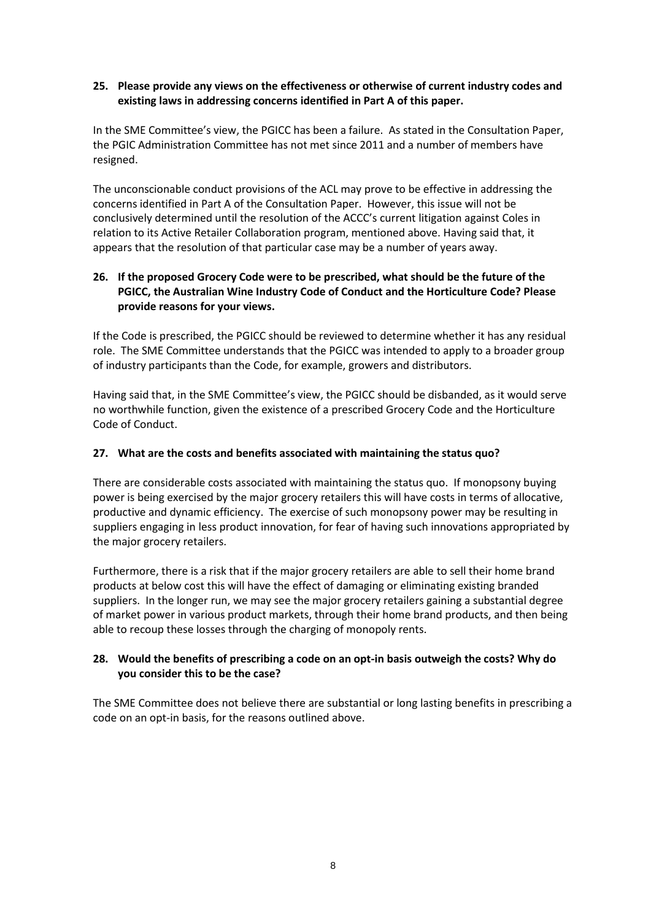**25. Please provide any views on the effectiveness or otherwise of current industry codes and existing laws in addressing concerns identified in Part A of this paper.**

In the SME Committee's view, the PGICC has been a failure. As stated in the Consultation Paper, the PGIC Administration Committee has not met since 2011 and a number of members have resigned.

The unconscionable conduct provisions of the ACL may prove to be effective in addressing the concerns identified in Part A of the Consultation Paper. However, this issue will not be conclusively determined until the resolution of the ACCC's current litigation against Coles in relation to its Active Retailer Collaboration program, mentioned above. Having said that, it appears that the resolution of that particular case may be a number of years away.

**26. If the proposed Grocery Code were to be prescribed, what should be the future of the PGICC, the Australian Wine Industry Code of Conduct and the Horticulture Code? Please provide reasons for your views.**

If the Code is prescribed, the PGICC should be reviewed to determine whether it has any residual role. The SME Committee understands that the PGICC was intended to apply to a broader group of industry participants than the Code, for example, growers and distributors.

Having said that, in the SME Committee's view, the PGICC should be disbanded, as it would serve no worthwhile function, given the existence of a prescribed Grocery Code and the Horticulture Code of Conduct.

**27. What are the costs and benefits associated with maintaining the status quo?**

There are considerable costs associated with maintaining the status quo. If monopsony buying power is being exercised by the major grocery retailers this will have costs in terms of allocative, productive and dynamic efficiency. The exercise of such monopsony power may be resulting in suppliers engaging in less product innovation, for fear of having such innovations appropriated by the major grocery retailers.

Furthermore, there is a risk that if the major grocery retailers are able to sell their home brand products at below cost this will have the effect of damaging or eliminating existing branded suppliers. In the longer run, we may see the major grocery retailers gaining a substantial degree of market power in various product markets, through their home brand products, and then being able to recoup these losses through the charging of monopoly rents.

**28. Would the benefits of prescribing a code on an opt-in basis outweigh the costs? Why do you consider this to be the case?**

The SME Committee does not believe there are substantial or long lasting benefits in prescribing a code on an opt-in basis, for the reasons outlined above.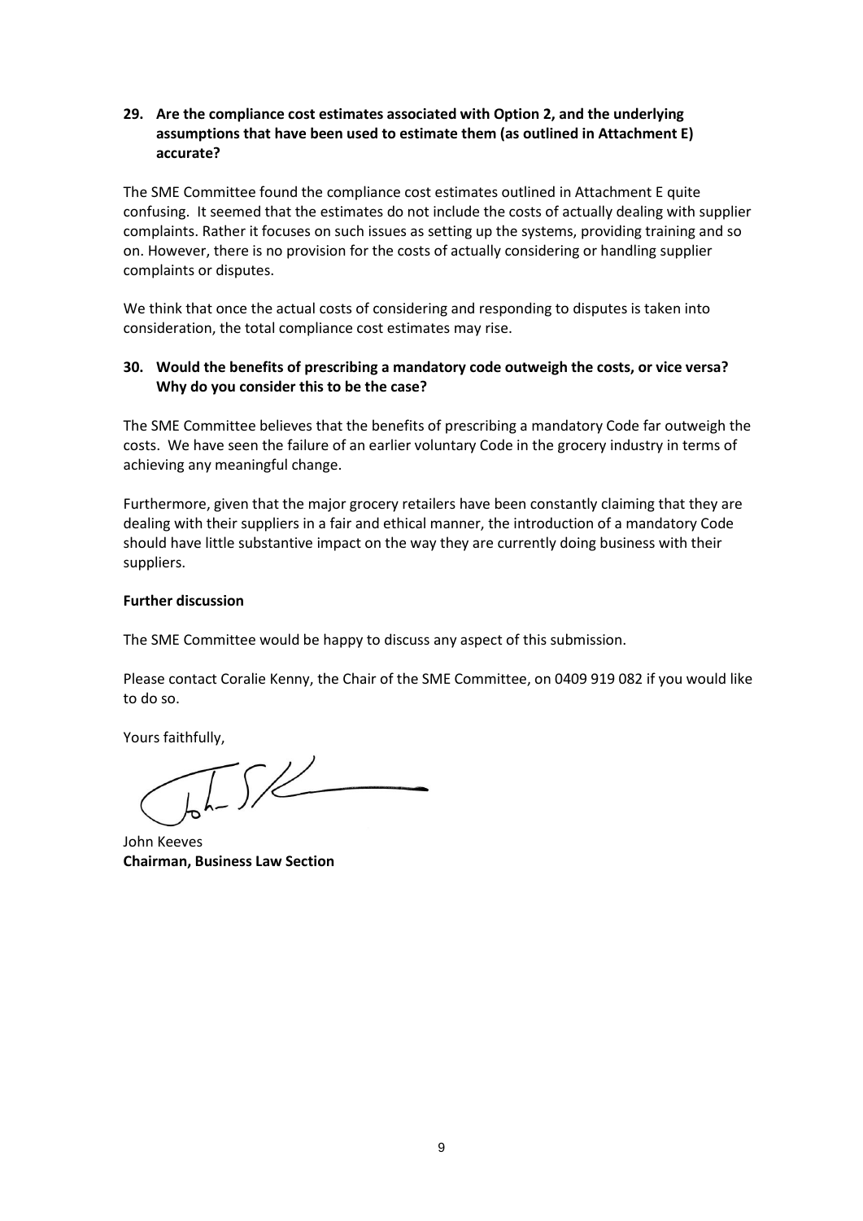**29. Are the compliance cost estimates associated with Option 2, and the underlying assumptions that have been used to estimate them (as outlined in Attachment E) accurate?**

The SME Committee found the compliance cost estimates outlined in Attachment E quite confusing. It seemed that the estimates do not include the costs of actually dealing with supplier complaints. Rather it focuses on such issues as setting up the systems, providing training and so on. However, there is no provision for the costs of actually considering or handling supplier complaints or disputes.

We think that once the actual costs of considering and responding to disputes is taken into consideration, the total compliance cost estimates may rise.

**30. Would the benefits of prescribing a mandatory code outweigh the costs, or vice versa? Why do you consider this to be the case?**

The SME Committee believes that the benefits of prescribing a mandatory Code far outweigh the costs. We have seen the failure of an earlier voluntary Code in the grocery industry in terms of achieving any meaningful change.

Furthermore, given that the major grocery retailers have been constantly claiming that they are dealing with their suppliers in a fair and ethical manner, the introduction of a mandatory Code should have little substantive impact on the way they are currently doing business with their suppliers.

**Further discussion**

The SME Committee would be happy to discuss any aspect of this submission.

Please contact Coralie Kenny, the Chair of the SME Committee, on 0409 919 082 if you would like to do so.

Yours faithfully,

John Keeves
**Chairman, Business Law Section**